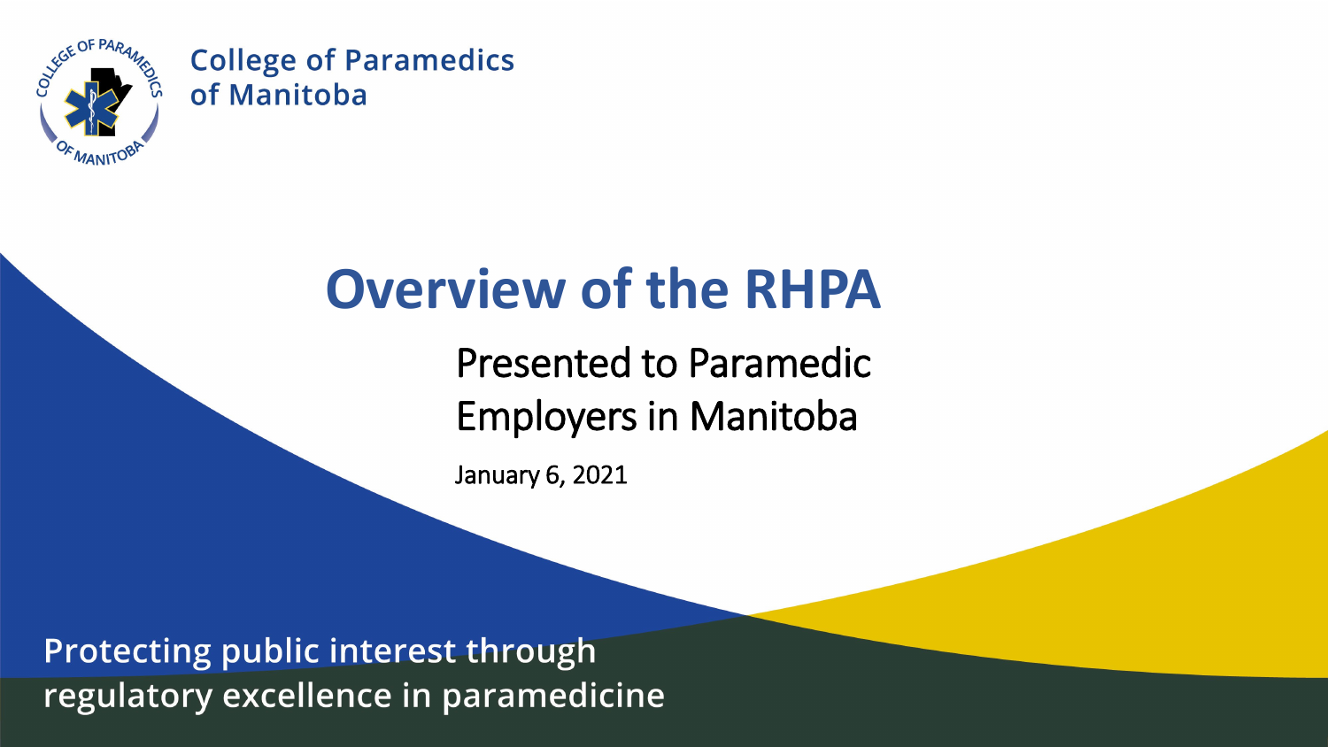College of Paramedics of Manitoba

# Overview of the RHPA

## Presented to Paramedic Employers in Manitoba

January 6, 2021

**Protecting public interest through regulatory excellence in paramedicine**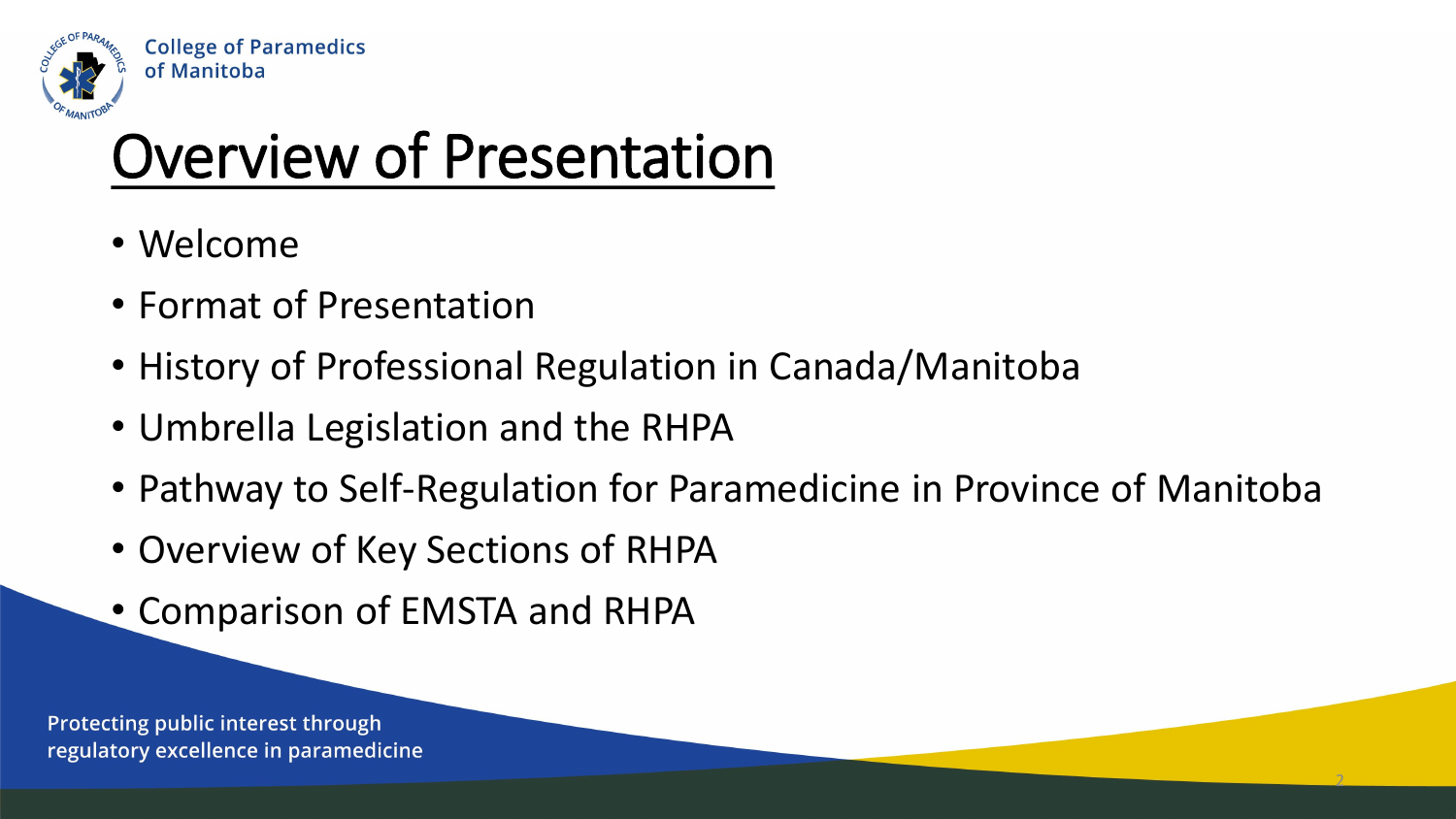# Overview of Presentation

- Welcome
- Format of Presentation
- History of Professional Regulation in Canada/Manitoba
- Umbrella Legislation and the RHPA
- Pathway to Self-Regulation for Paramedicine in Province of Manitoba
- Overview of Key Sections of RHPA
- Comparison of EMSTA and RHPA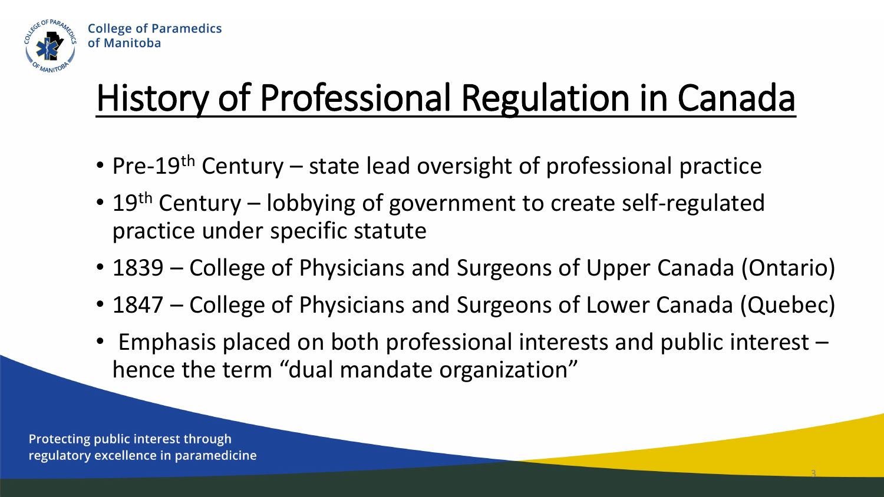# History of Professional Regulation in Canada

- Pre-19th Century – state lead oversight of professional practice
- 19th Century – lobbying of government to create self-regulated practice under specific statute
- 1839 – College of Physicians and Surgeons of Upper Canada (Ontario)
- 1847 – College of Physicians and Surgeons of Lower Canada (Quebec)
- Emphasis placed on both professional interests and public interest – hence the term "dual mandate organization"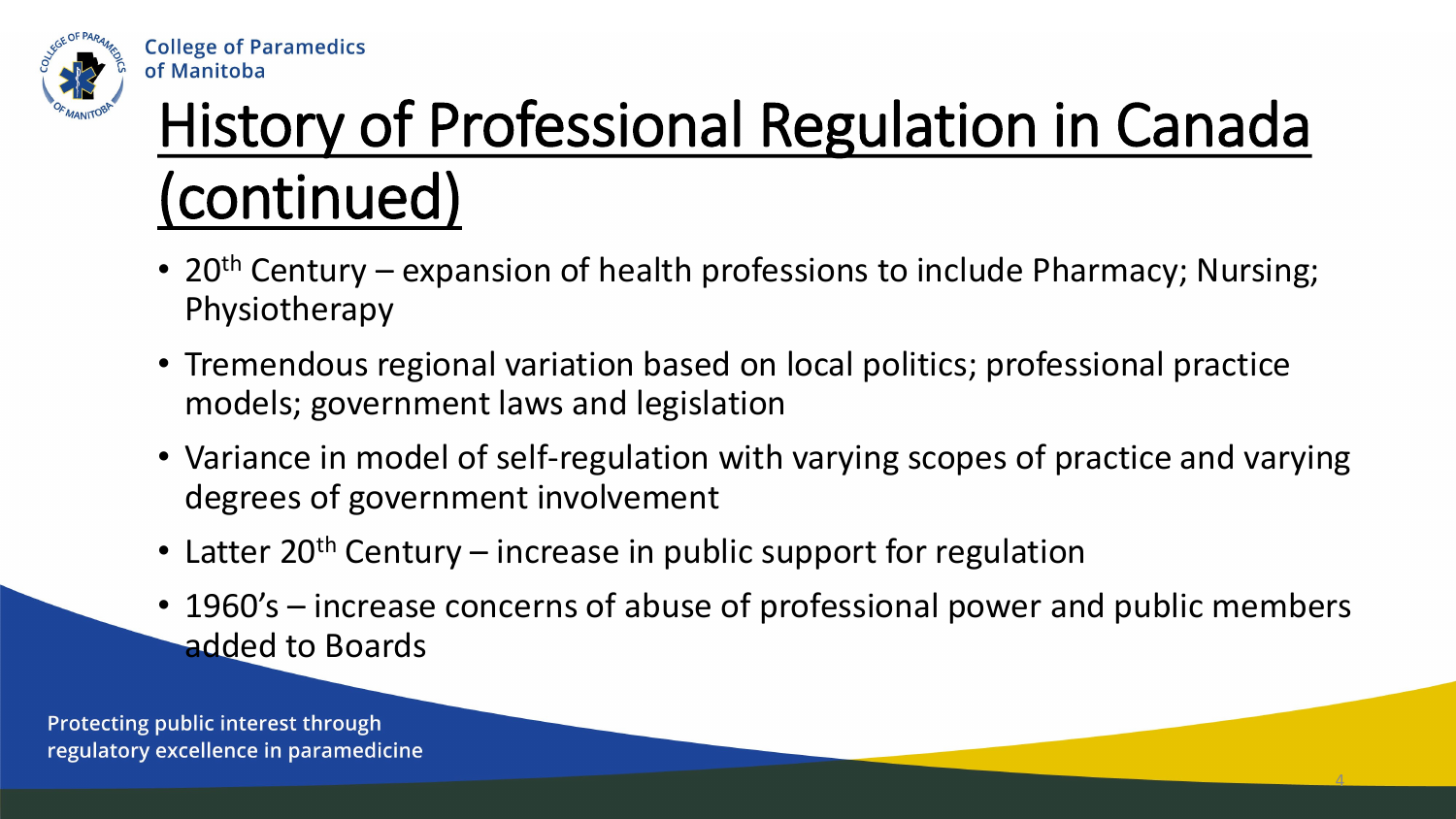# History of Professional Regulation in Canada (continued)

- 20th Century – expansion of health professions to include Pharmacy; Nursing; Physiotherapy
- Tremendous regional variation based on local politics; professional practice models; government laws and legislation
- Variance in model of self-regulation with varying scopes of practice and varying degrees of government involvement
- Latter 20th Century – increase in public support for regulation
- 1960's – increase concerns of abuse of professional power and public members added to Boards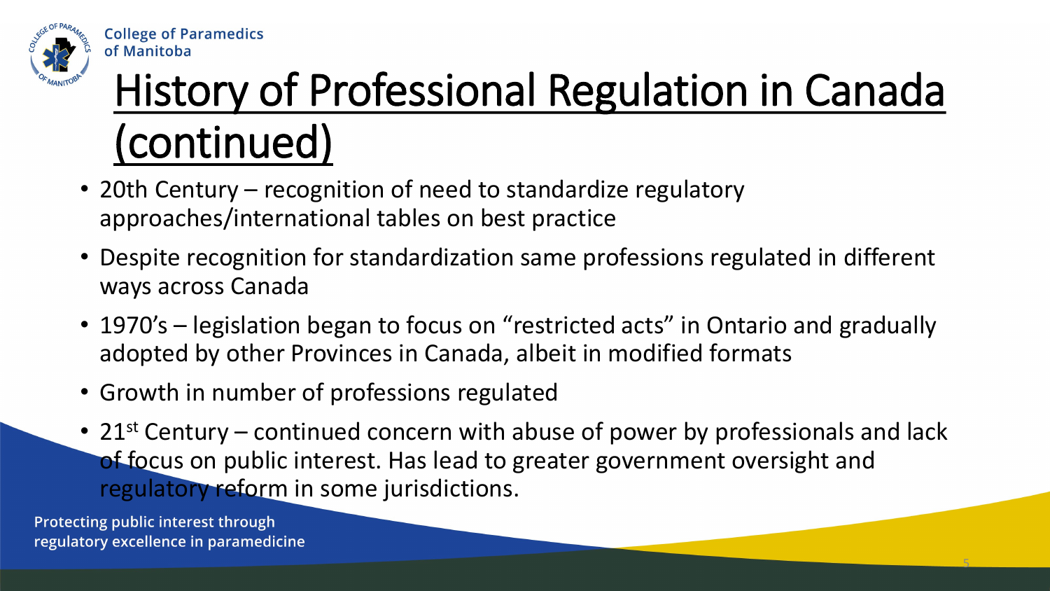# History of Professional Regulation in Canada (continued)

- 20th Century – recognition of need to standardize regulatory approaches/international tables on best practice
- Despite recognition for standardization same professions regulated in different ways across Canada
- 1970's – legislation began to focus on "restricted acts" in Ontario and gradually adopted by other Provinces in Canada, albeit in modified formats
- Growth in number of professions regulated
- 21st Century – continued concern with abuse of power by professionals and lack of focus on public interest. Has lead to greater government oversight and regulatory reform in some jurisdictions.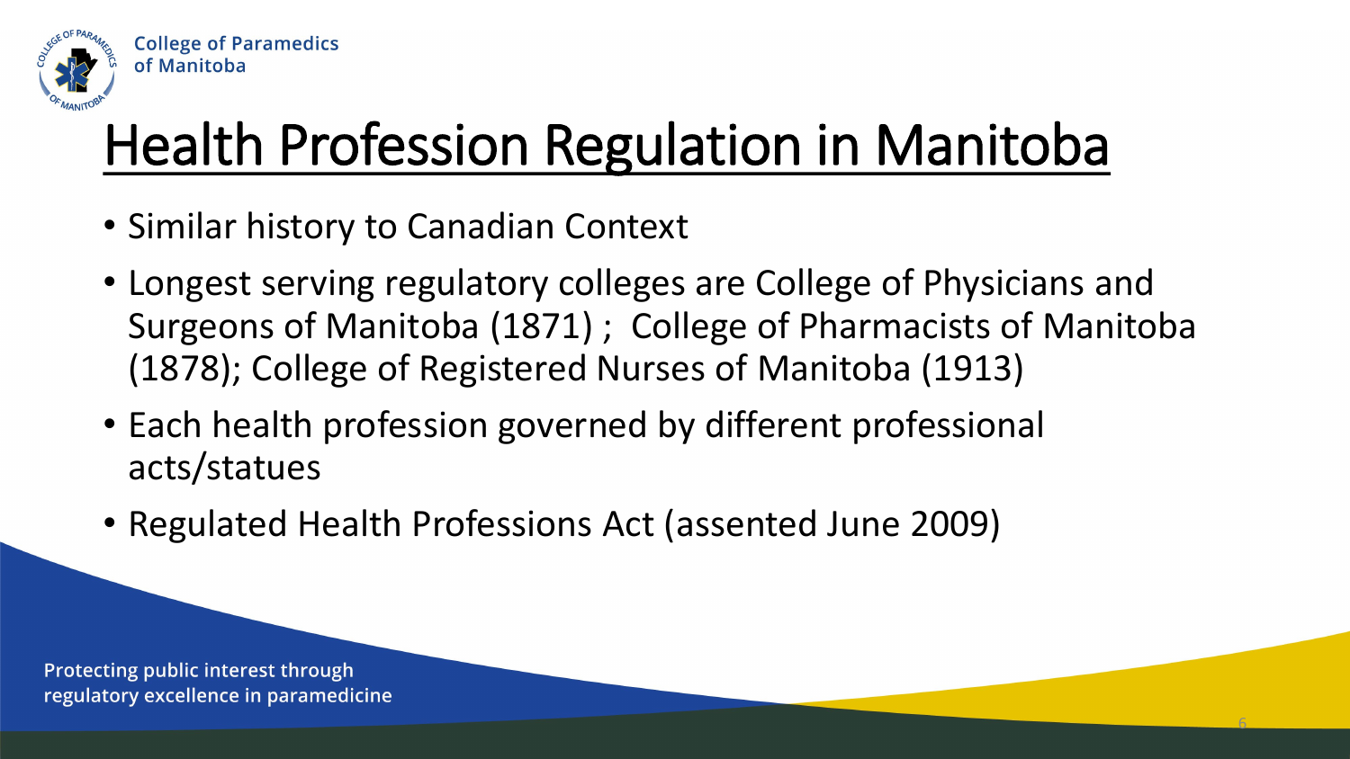# Health Profession Regulation in Manitoba

- Similar history to Canadian Context
- Longest serving regulatory colleges are College of Physicians and Surgeons of Manitoba (1871) ; College of Pharmacists of Manitoba (1878); College of Registered Nurses of Manitoba (1913)
- Each health profession governed by different professional acts/statues
- Regulated Health Professions Act (assented June 2009)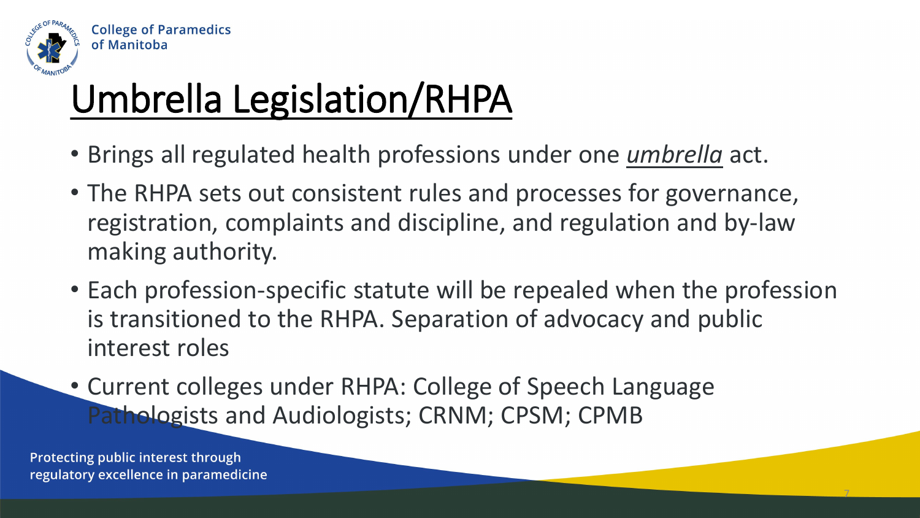# Umbrella Legislation/RHPA

- Brings all regulated health professions under one *umbrella* act.
- The RHPA sets out consistent rules and processes for governance, registration, complaints and discipline, and regulation and by-law making authority.
- Each profession-specific statute will be repealed when the profession is transitioned to the RHPA. Separation of advocacy and public interest roles
- Current colleges under RHPA: College of Speech Language Pathologists and Audiologists; CRNM; CPSM; CPMB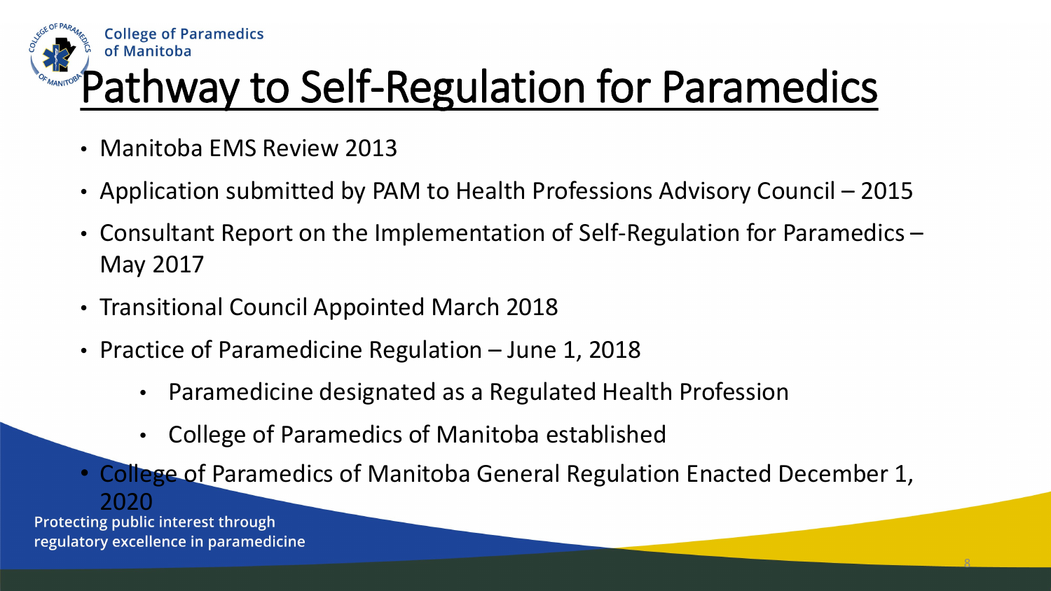# Pathway to Self-Regulation for Paramedics

- Manitoba EMS Review 2013
- Application submitted by PAM to Health Professions Advisory Council – 2015
- Consultant Report on the Implementation of Self-Regulation for Paramedics – May 2017
- Transitional Council Appointed March 2018
- Practice of Paramedicine Regulation – June 1, 2018
  - Paramedicine designated as a Regulated Health Profession
  - College of Paramedics of Manitoba established
- College of Paramedics of Manitoba General Regulation Enacted December 1, 2020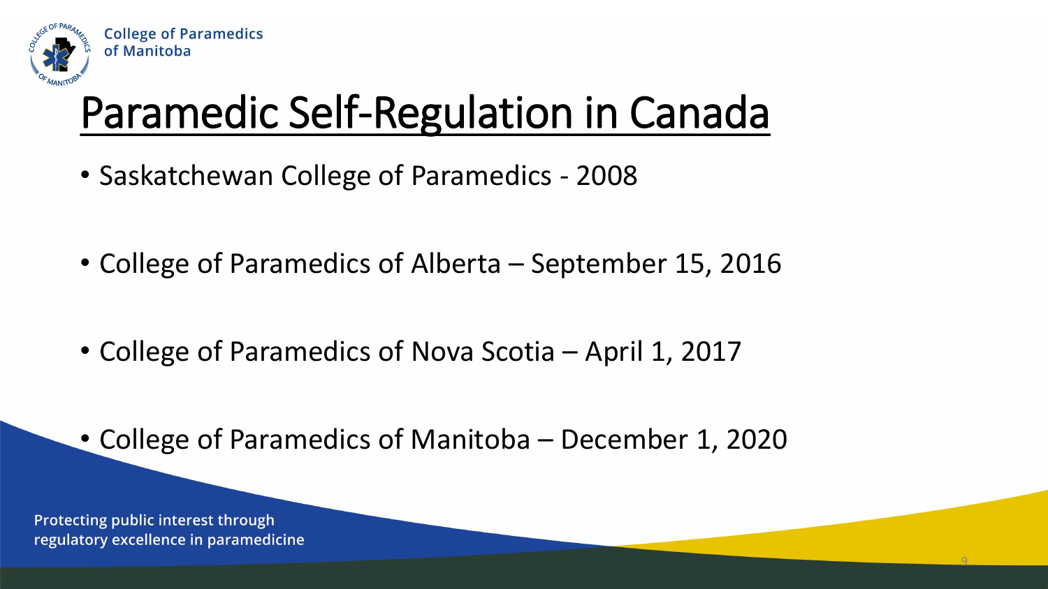# Paramedic Self-Regulation in Canada

- Saskatchewan College of Paramedics - 2008
- College of Paramedics of Alberta – September 15, 2016
- College of Paramedics of Nova Scotia – April 1, 2017
- College of Paramedics of Manitoba – December 1, 2020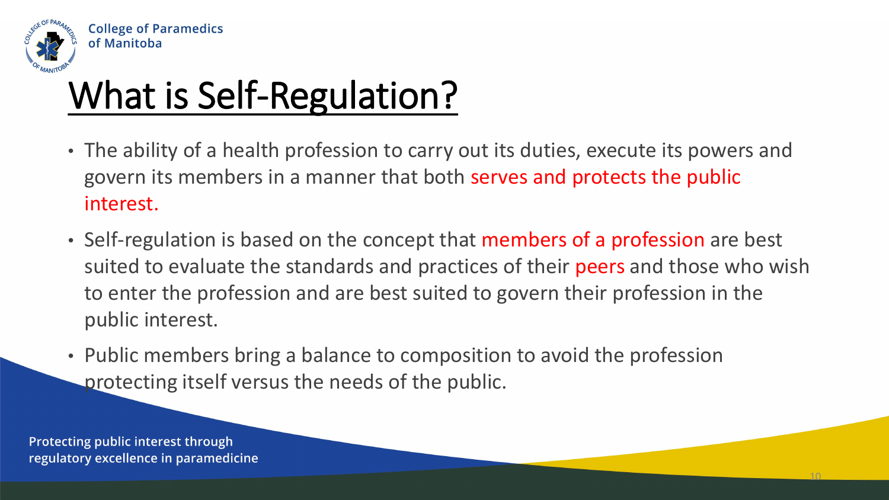# What is Self-Regulation?

- The ability of a health profession to carry out its duties, execute its powers and govern its members in a manner that both serves and protects the public interest.
- Self-regulation is based on the concept that members of a profession are best suited to evaluate the standards and practices of their peers and those who wish to enter the profession and are best suited to govern their profession in the public interest.
- Public members bring a balance to composition to avoid the profession protecting itself versus the needs of the public.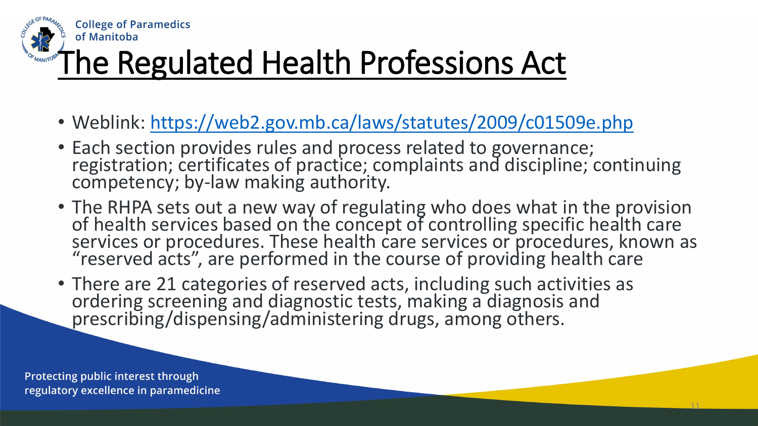# The Regulated Health Professions Act

- Weblink: [https://web2.gov.mb.ca/laws/statutes/2009/c01509e.php](https://web2.gov.mb.ca/laws/statutes/2009/c01509e.php)
- Each section provides rules and process related to governance; registration; certificates of practice; complaints and discipline; continuing competency; by-law making authority.
- The RHPA sets out a new way of regulating who does what in the provision of health services based on the concept of controlling specific health care services or procedures. These health care services or procedures, known as "reserved acts", are performed in the course of providing health care
- There are 21 categories of reserved acts, including such activities as ordering screening and diagnostic tests, making a diagnosis and prescribing/dispensing/administering drugs, among others.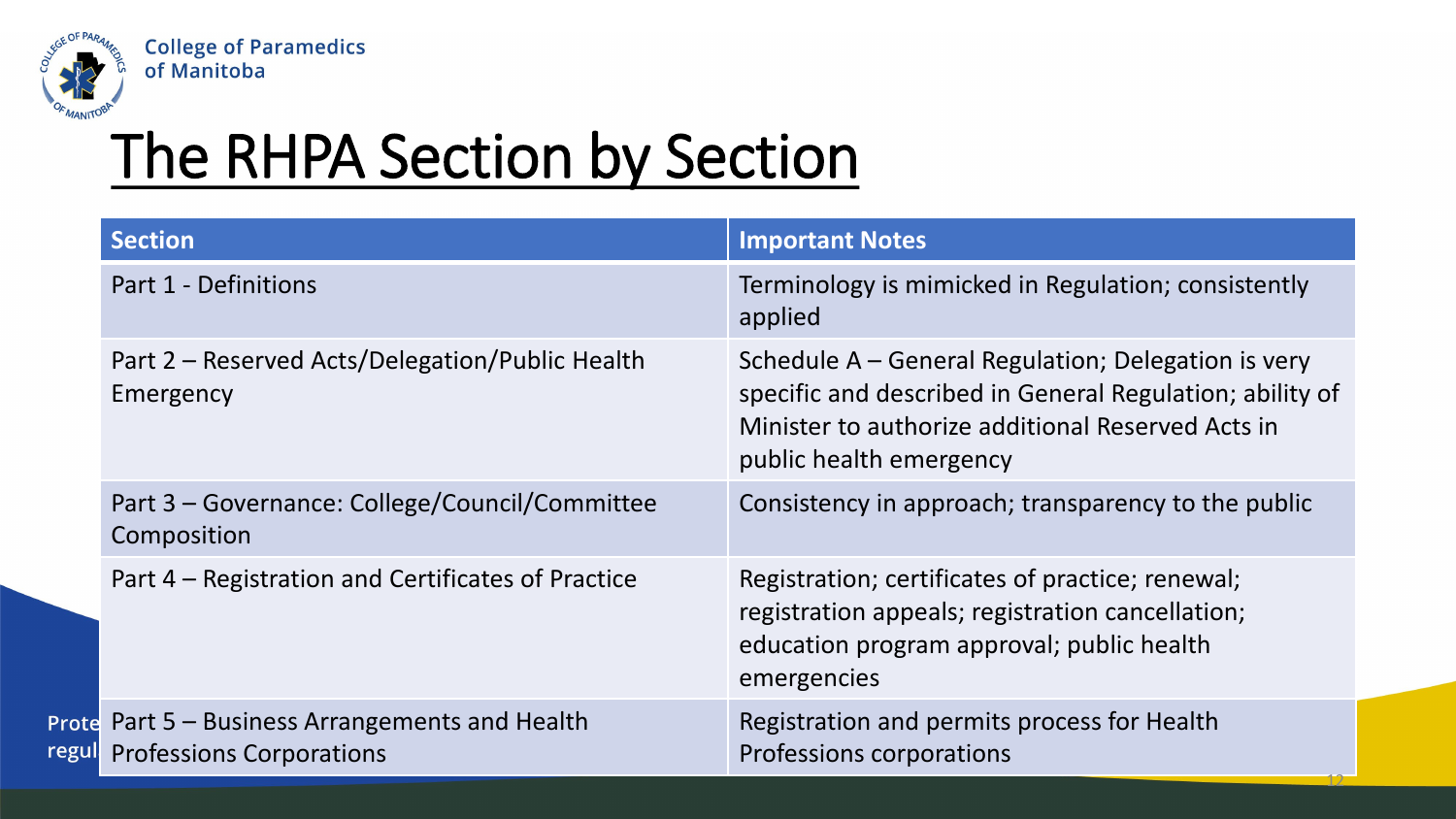# The RHPA Section by Section

| Section | Important Notes |
| --- | --- |
| Part 1 - Definitions | Terminology is mimicked in Regulation; consistently applied |
| Part 2 – Reserved Acts/Delegation/Public Health Emergency | Schedule A – General Regulation; Delegation is very specific and described in General Regulation; ability of Minister to authorize additional Reserved Acts in public health emergency |
| Part 3 – Governance: College/Council/Committee Composition | Consistency in approach; transparency to the public |
| Part 4 – Registration and Certificates of Practice | Registration; certificates of practice; renewal; registration appeals; registration cancellation; education program approval; public health emergencies |
| Part 5 – Business Arrangements and Health Professions Corporations | Registration and permits process for Health Professions corporations |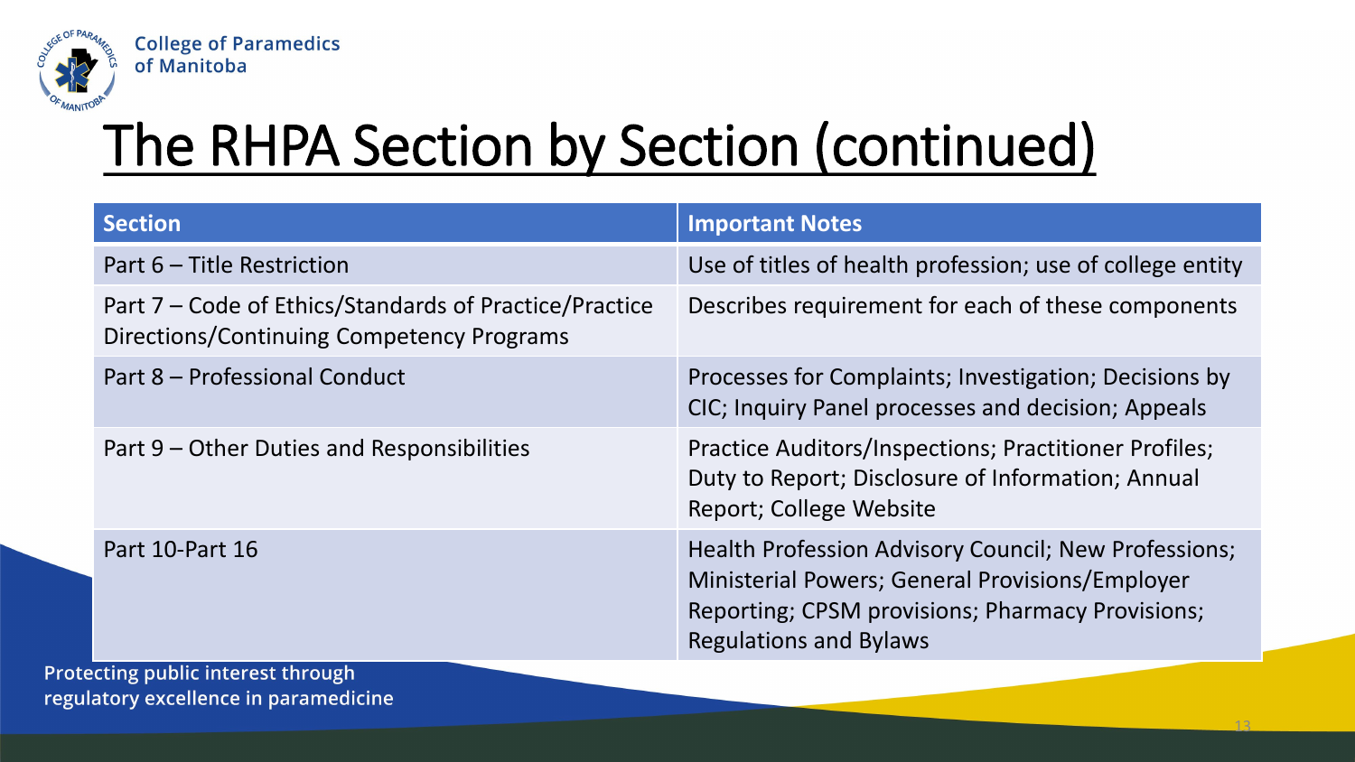# The RHPA Section by Section (continued)

| Section | Important Notes |
| --- | --- |
| Part 6 – Title Restriction | Use of titles of health profession; use of college entity |
| Part 7 – Code of Ethics/Standards of Practice/Practice Directions/Continuing Competency Programs | Describes requirement for each of these components |
| Part 8 – Professional Conduct | Processes for Complaints; Investigation; Decisions by CIC; Inquiry Panel processes and decision; Appeals |
| Part 9 – Other Duties and Responsibilities | Practice Auditors/Inspections; Practitioner Profiles; Duty to Report; Disclosure of Information; Annual Report; College Website |
| Part 10-Part 16 | Health Profession Advisory Council; New Professions; Ministerial Powers; General Provisions/Employer Reporting; CPSM provisions; Pharmacy Provisions; Regulations and Bylaws |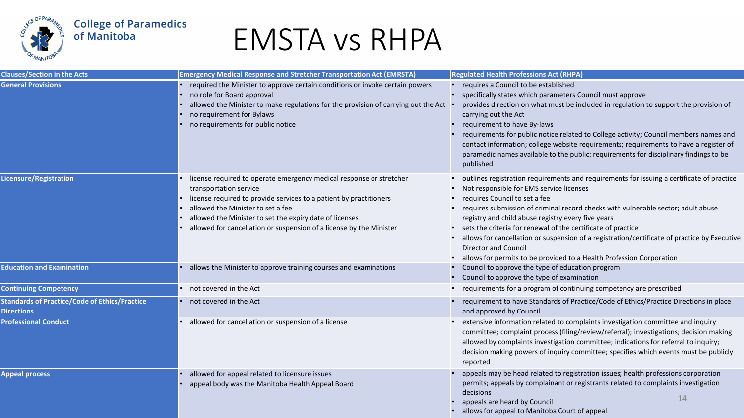# EMSTA vs RHPA

| Clauses/Section in the Acts | Emergency Medical Response and Stretcher Transportation Act (EMRSTA) | Regulated Health Professions Act (RHPA) |
|---|---|---|
| General Provisions | • required the Minister to approve certain conditions or invoke certain powers<br>• no role for Board approval<br>• allowed the Minister to make regulations for the provision of carrying out the Act<br>• no requirement for Bylaws<br>• no requirements for public notice | • requires a Council to be established<br>• specifically states which parameters Council must approve<br>• provides direction on what must be included in regulation to support the provision of carrying out the Act<br>• requirement to have By-laws<br>• requirements for public notice related to College activity; Council members names and contact information; college website requirements; requirements to have a register of paramedic names available to the public; requirements for disciplinary findings to be published |
| Licensure/Registration | • license required to operate emergency medical response or stretcher transportation service<br>• license required to provide services to a patient by practitioners<br>• allowed the Minister to set a fee<br>• allowed the Minister to set the expiry date of licenses<br>• allowed for cancellation or suspension of a license by the Minister | • outlines registration requirements and requirements for issuing a certificate of practice<br>• Not responsible for EMS service licenses<br>• requires Council to set a fee<br>• requires submission of criminal record checks with vulnerable sector; adult abuse registry and child abuse registry every five years<br>• sets the criteria for renewal of the certificate of practice<br>• allows for cancellation or suspension of a registration/certificate of practice by Executive Director and Council<br>• allows for permits to be provided to a Health Profession Corporation |
| Education and Examination | • allows the Minister to approve training courses and examinations | • Council to approve the type of education program<br>• Council to approve the type of examination |
| Continuing Competency | • not covered in the Act | • requirements for a program of continuing competency are prescribed |
| Standards of Practice/Code of Ethics/Practice Directions | • not covered in the Act | • requirement to have Standards of Practice/Code of Ethics/Practice Directions in place and approved by Council |
| Professional Conduct | • allowed for cancellation or suspension of a license | • extensive information related to complaints investigation committee and inquiry committee; complaint process (filing/review/referral); investigations; decision making allowed by complaints investigation committee; indications for referral to inquiry; decision making powers of inquiry committee; specifies which events must be publicly reported |
| Appeal process | • allowed for appeal related to licensure issues<br>• appeal body was the Manitoba Health Appeal Board | • appeals may be head related to registration issues; health professions corporation permits; appeals by complainant or registrants related to complaints investigation decisions<br>• appeals are heard by Council<br>• allows for appeal to Manitoba Court of appeal |